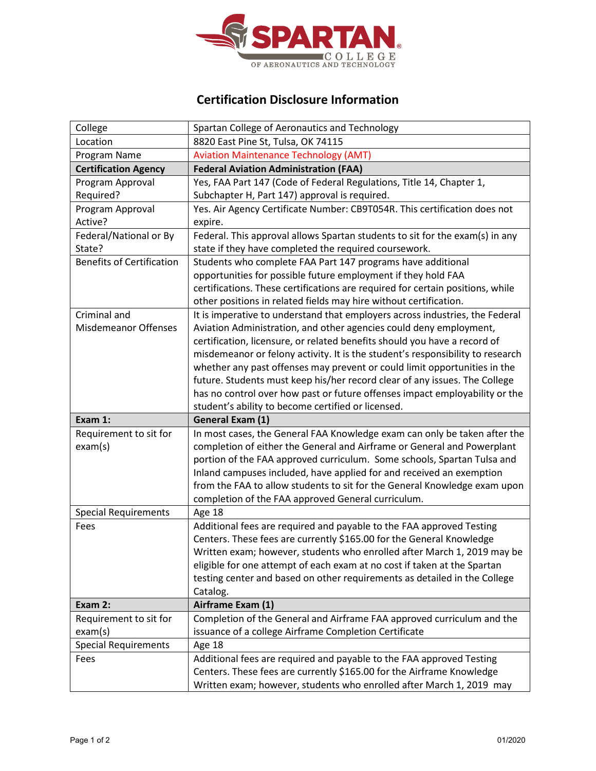# Certification Disclosure Information

| College | Spartan College of Aeronautics and Technology |
|---|---|
| Location | 8820 East Pine St, Tulsa, OK 74115 |
| Program Name | Aviation Maintenance Technology (AMT) |
| **Certification Agency** | **Federal Aviation Administration (FAA)** |
| Program Approval Required? | Yes, FAA Part 147 (Code of Federal Regulations, Title 14, Chapter 1, Subchapter H, Part 147) approval is required. |
| Program Approval Active? | Yes. Air Agency Certificate Number: CB9T054R. This certification does not expire. |
| Federal/National or By State? | Federal. This approval allows Spartan students to sit for the exam(s) in any state if they have completed the required coursework. |
| Benefits of Certification | Students who complete FAA Part 147 programs have additional opportunities for possible future employment if they hold FAA certifications. These certifications are required for certain positions, while other positions in related fields may hire without certification. |
| Criminal and Misdemeanor Offenses | It is imperative to understand that employers across industries, the Federal Aviation Administration, and other agencies could deny employment, certification, licensure, or related benefits should you have a record of misdemeanor or felony activity. It is the student's responsibility to research whether any past offenses may prevent or could limit opportunities in the future. Students must keep his/her record clear of any issues. The College has no control over how past or future offenses impact employability or the student's ability to become certified or licensed. |
| **Exam 1:** | **General Exam (1)** |
| Requirement to sit for exam(s) | In most cases, the General FAA Knowledge exam can only be taken after the completion of either the General and Airframe or General and Powerplant portion of the FAA approved curriculum. Some schools, Spartan Tulsa and Inland campuses included, have applied for and received an exemption from the FAA to allow students to sit for the General Knowledge exam upon completion of the FAA approved General curriculum. |
| Special Requirements | Age 18 |
| Fees | Additional fees are required and payable to the FAA approved Testing Centers. These fees are currently $165.00 for the General Knowledge Written exam; however, students who enrolled after March 1, 2019 may be eligible for one attempt of each exam at no cost if taken at the Spartan testing center and based on other requirements as detailed in the College Catalog. |
| **Exam 2:** | **Airframe Exam (1)** |
| Requirement to sit for exam(s) | Completion of the General and Airframe FAA approved curriculum and the issuance of a college Airframe Completion Certificate |
| Special Requirements | Age 18 |
| Fees | Additional fees are required and payable to the FAA approved Testing Centers. These fees are currently $165.00 for the Airframe Knowledge Written exam; however, students who enrolled after March 1, 2019 may |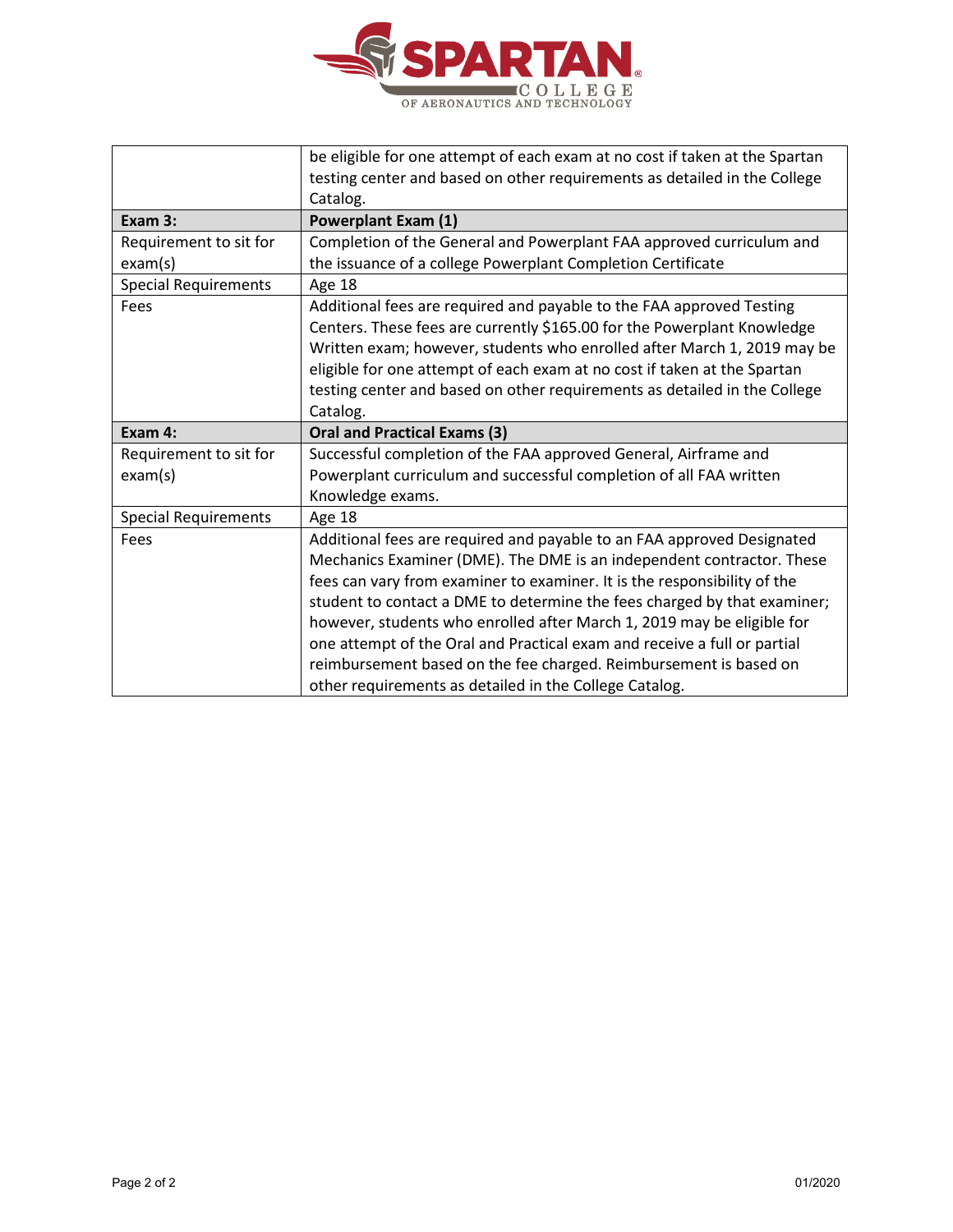| | |
|---|---|
| | be eligible for one attempt of each exam at no cost if taken at the Spartan testing center and based on other requirements as detailed in the College Catalog. |
| **Exam 3:** | **Powerplant Exam (1)** |
| Requirement to sit for exam(s) | Completion of the General and Powerplant FAA approved curriculum and the issuance of a college Powerplant Completion Certificate |
| Special Requirements | Age 18 |
| Fees | Additional fees are required and payable to the FAA approved Testing Centers. These fees are currently $165.00 for the Powerplant Knowledge Written exam; however, students who enrolled after March 1, 2019 may be eligible for one attempt of each exam at no cost if taken at the Spartan testing center and based on other requirements as detailed in the College Catalog. |
| **Exam 4:** | **Oral and Practical Exams (3)** |
| Requirement to sit for exam(s) | Successful completion of the FAA approved General, Airframe and Powerplant curriculum and successful completion of all FAA written Knowledge exams. |
| Special Requirements | Age 18 |
| Fees | Additional fees are required and payable to an FAA approved Designated Mechanics Examiner (DME). The DME is an independent contractor. These fees can vary from examiner to examiner. It is the responsibility of the student to contact a DME to determine the fees charged by that examiner; however, students who enrolled after March 1, 2019 may be eligible for one attempt of the Oral and Practical exam and receive a full or partial reimbursement based on the fee charged. Reimbursement is based on other requirements as detailed in the College Catalog. |